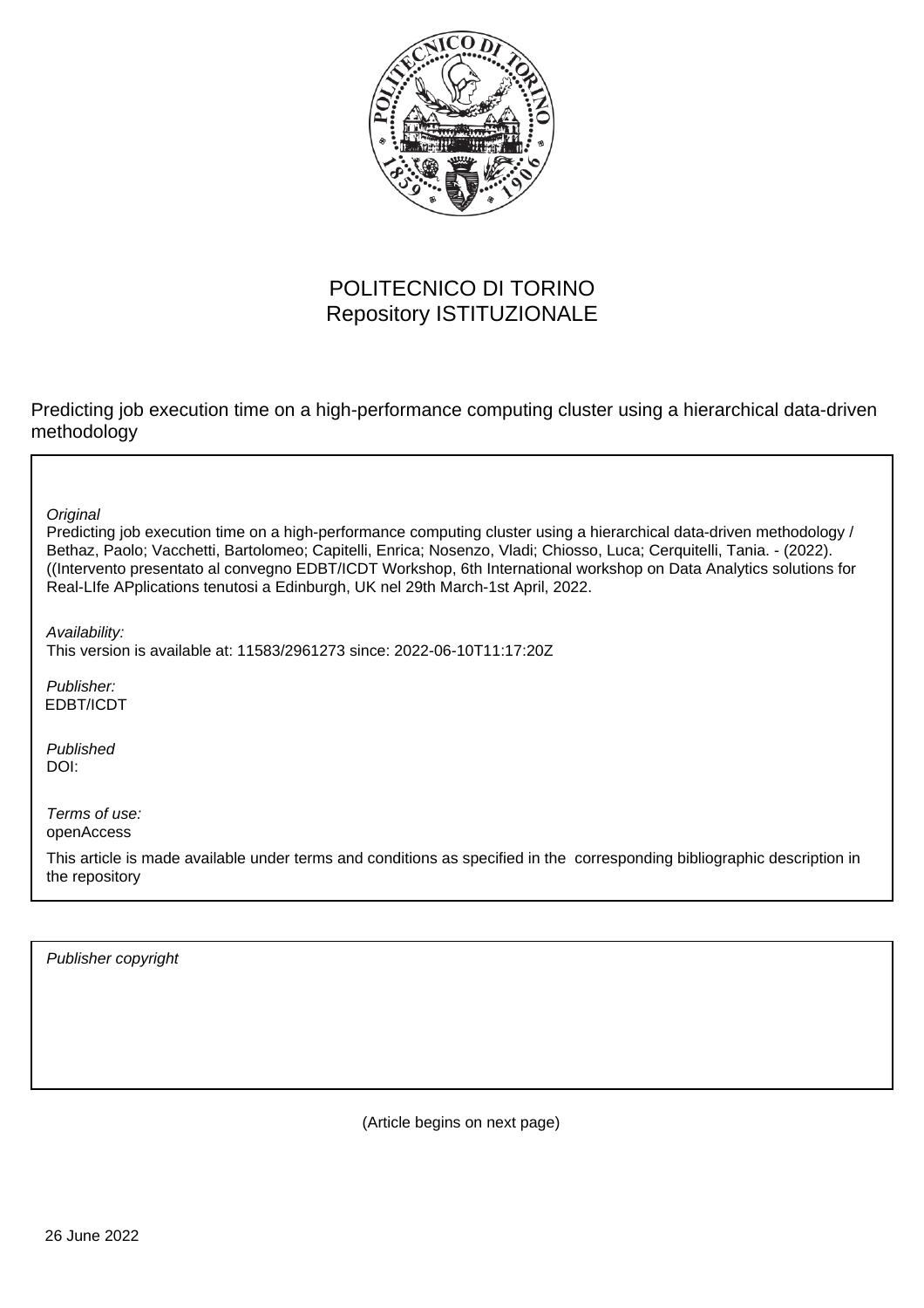POLITECNICO DI TORINO
Repository ISTITUZIONALE

Predicting job execution time on a high-performance computing cluster using a hierarchical data-driven methodology

*Original*
Predicting job execution time on a high-performance computing cluster using a hierarchical data-driven methodology / Bethaz, Paolo; Vacchetti, Bartolomeo; Capitelli, Enrica; Nosenzo, Vladi; Chiosso, Luca; Cerquitelli, Tania. - (2022). ((Intervento presentato al convegno EDBT/ICDT Workshop, 6th International workshop on Data Analytics solutions for Real-LIfe APplications tenutosi a Edinburgh, UK nel 29th March-1st April, 2022.

*Availability:*
This version is available at: 11583/2961273 since: 2022-06-10T11:17:20Z

*Publisher:*
EDBT/ICDT

*Published*
DOI:

*Terms of use:*
openAccess

This article is made available under terms and conditions as specified in the corresponding bibliographic description in the repository

*Publisher copyright*

(Article begins on next page)

26 June 2022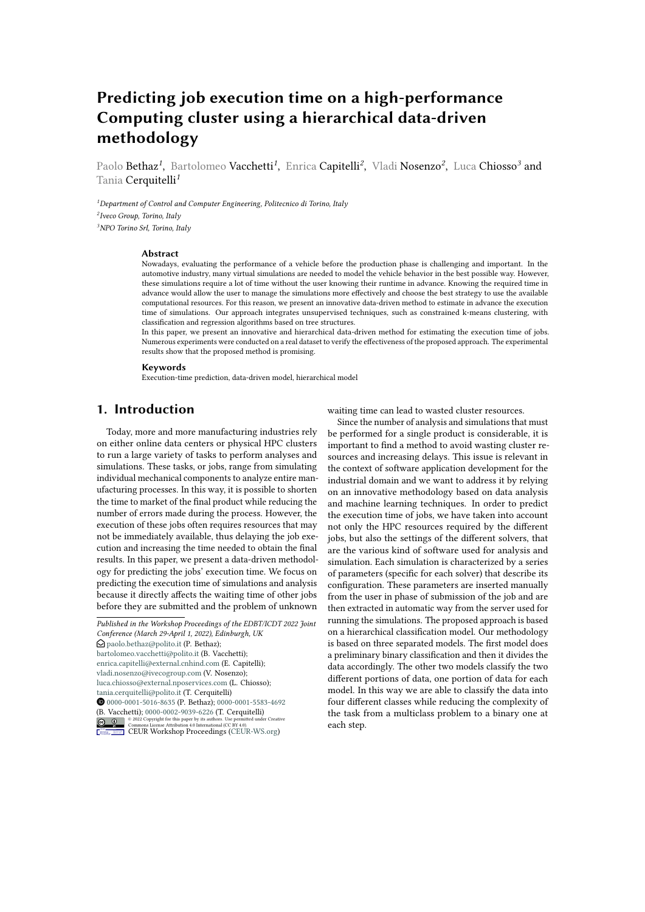# Predicting job execution time on a high-performance Computing cluster using a hierarchical data-driven methodology

Paolo Bethaz[1], Bartolomeo Vacchetti[1], Enrica Capitelli[2], Vladi Nosenzo[2], Luca Chiosso[3] and Tania Cerquitelli[1]

[1]Department of Control and Computer Engineering, Politecnico di Torino, Italy
[2]Iveco Group, Torino, Italy
[3]NPO Torino Srl, Torino, Italy

### Abstract

Nowadays, evaluating the performance of a vehicle before the production phase is challenging and important. In the automotive industry, many virtual simulations are needed to model the vehicle behavior in the best possible way. However, these simulations require a lot of time without the user knowing their runtime in advance. Knowing the required time in advance would allow the user to manage the simulations more effectively and choose the best strategy to use the available computational resources. For this reason, we present an innovative data-driven method to estimate in advance the execution time of simulations. Our approach integrates unsupervised techniques, such as constrained k-means clustering, with classification and regression algorithms based on tree structures.

In this paper, we present an innovative and hierarchical data-driven method for estimating the execution time of jobs. Numerous experiments were conducted on a real dataset to verify the effectiveness of the proposed approach. The experimental results show that the proposed method is promising.

### Keywords

Execution-time prediction, data-driven model, hierarchical model

## 1. Introduction

Today, more and more manufacturing industries rely on either online data centers or physical HPC clusters to run a large variety of tasks to perform analyses and simulations. These tasks, or jobs, range from simulating individual mechanical components to analyze entire manufacturing processes. In this way, it is possible to shorten the time to market of the final product while reducing the number of errors made during the process. However, the execution of these jobs often requires resources that may not be immediately available, thus delaying the job execution and increasing the time needed to obtain the final results. In this paper, we present a data-driven methodology for predicting the jobs' execution time. We focus on predicting the execution time of simulations and analysis because it directly affects the waiting time of other jobs before they are submitted and the problem of unknown waiting time can lead to wasted cluster resources.

Since the number of analysis and simulations that must be performed for a single product is considerable, it is important to find a method to avoid wasting cluster resources and increasing delays. This issue is relevant in the context of software application development for the industrial domain and we want to address it by relying on an innovative methodology based on data analysis and machine learning techniques. In order to predict the execution time of jobs, we have taken into account not only the HPC resources required by the different jobs, but also the settings of the different solvers, that are the various kind of software used for analysis and simulation. Each simulation is characterized by a series of parameters (specific for each solver) that describe its configuration. These parameters are inserted manually from the user in phase of submission of the job and are then extracted in automatic way from the server used for running the simulations. The proposed approach is based on a hierarchical classification model. Our methodology is based on three separated models. The first model does a preliminary binary classification and then it divides the data accordingly. The other two models classify the two different portions of data, one portion of data for each model. In this way we are able to classify the data into four different classes while reducing the complexity of the task from a multiclass problem to a binary one at each step.

*Published in the Workshop Proceedings of the EDBT/ICDT 2022 Joint Conference (March 29-April 1, 2022), Edinburgh, UK*
paolo.bethaz@polito.it (P. Bethaz);
bartolomeo.vacchetti@polito.it (B. Vacchetti);
enrica.capitelli@external.cnhind.com (E. Capitelli);
vladi.nosenzo@ivecogroup.com (V. Nosenzo);
luca.chiosso@external.nposervices.com (L. Chiosso);
tania.cerquitelli@polito.it (T. Cerquitelli)
0000-0001-5016-8635 (P. Bethaz); 0000-0001-5583-4692 (B. Vacchetti); 0000-0002-9039-6226 (T. Cerquitelli)
© 2022 Copyright for this paper by its authors. Use permitted under Creative Commons License Attribution 4.0 International (CC BY 4.0).
CEUR Workshop Proceedings (CEUR-WS.org)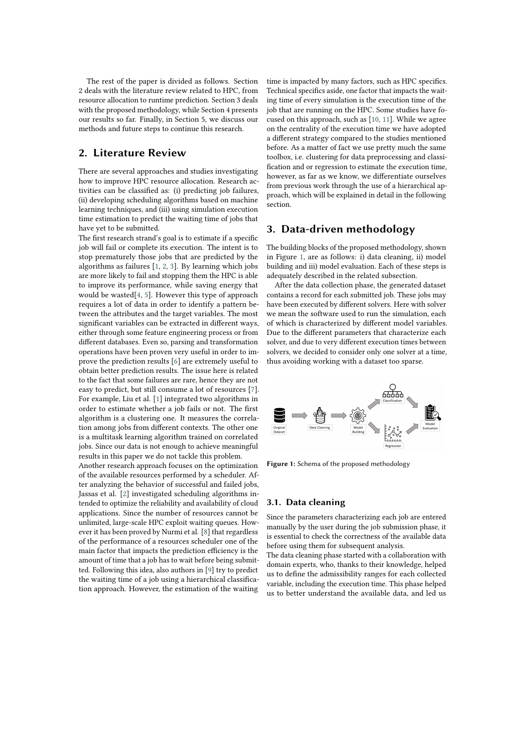The rest of the paper is divided as follows. Section 2 deals with the literature review related to HPC, from resource allocation to runtime prediction. Section 3 deals with the proposed methodology, while Section 4 presents our results so far. Finally, in Section 5, we discuss our methods and future steps to continue this research.

## 2. Literature Review

There are several approaches and studies investigating how to improve HPC resource allocation. Research activities can be classified as: (i) predicting job failures, (ii) developing scheduling algorithms based on machine learning techniques, and (iii) using simulation execution time estimation to predict the waiting time of jobs that have yet to be submitted.

The first research strand's goal is to estimate if a specific job will fail or complete its execution. The intent is to stop prematurely those jobs that are predicted by the algorithms as failures [1, 2, 3]. By learning which jobs are more likely to fail and stopping them the HPC is able to improve its performance, while saving energy that would be wasted[4, 5]. However this type of approach requires a lot of data in order to identify a pattern between the attributes and the target variables. The most significant variables can be extracted in different ways, either through some feature engineering process or from different databases. Even so, parsing and transformation operations have been proven very useful in order to improve the prediction results [6] are extremely useful to obtain better prediction results. The issue here is related to the fact that some failures are rare, hence they are not easy to predict, but still consume a lot of resources [7]. For example, Liu et al. [1] integrated two algorithms in order to estimate whether a job fails or not. The first algorithm is a clustering one. It measures the correlation among jobs from different contexts. The other one is a multitask learning algorithm trained on correlated jobs. Since our data is not enough to achieve meaningful results in this paper we do not tackle this problem.

Another research approach focuses on the optimization of the available resources performed by a scheduler. After analyzing the behavior of successful and failed jobs, Jassas et al. [2] investigated scheduling algorithms intended to optimize the reliability and availability of cloud applications. Since the number of resources cannot be unlimited, large-scale HPC exploit waiting queues. However it has been proved by Nurmi et al. [8] that regardless of the performance of a resources scheduler one of the main factor that impacts the prediction efficiency is the amount of time that a job has to wait before being submitted. Following this idea, also authors in [9] try to predict the waiting time of a job using a hierarchical classification approach. However, the estimation of the waiting time is impacted by many factors, such as HPC specifics. Technical specifics aside, one factor that impacts the waiting time of every simulation is the execution time of the job that are running on the HPC. Some studies have focused on this approach, such as [10, 11]. While we agree on the centrality of the execution time we have adopted a different strategy compared to the studies mentioned before. As a matter of fact we use pretty much the same toolbox, i.e. clustering for data preprocessing and classification and or regression to estimate the execution time, however, as far as we know, we differentiate ourselves from previous work through the use of a hierarchical approach, which will be explained in detail in the following section.

## 3. Data-driven methodology

The building blocks of the proposed methodology, shown in Figure 1, are as follows: i) data cleaning, ii) model building and iii) model evaluation. Each of these steps is adequately described in the related subsection.

After the data collection phase, the generated dataset contains a record for each submitted job. These jobs may have been executed by different solvers. Here with solver we mean the software used to run the simulation, each of which is characterized by different model variables. Due to the different parameters that characterize each solver, and due to very different execution times between solvers, we decided to consider only one solver at a time, thus avoiding working with a dataset too sparse.

**Figure 1:** Schema of the proposed methodology

### 3.1. Data cleaning

Since the parameters characterizing each job are entered manually by the user during the job submission phase, it is essential to check the correctness of the available data before using them for subsequent analysis.

The data cleaning phase started with a collaboration with domain experts, who, thanks to their knowledge, helped us to define the admissibility ranges for each collected variable, including the execution time. This phase helped us to better understand the available data, and led us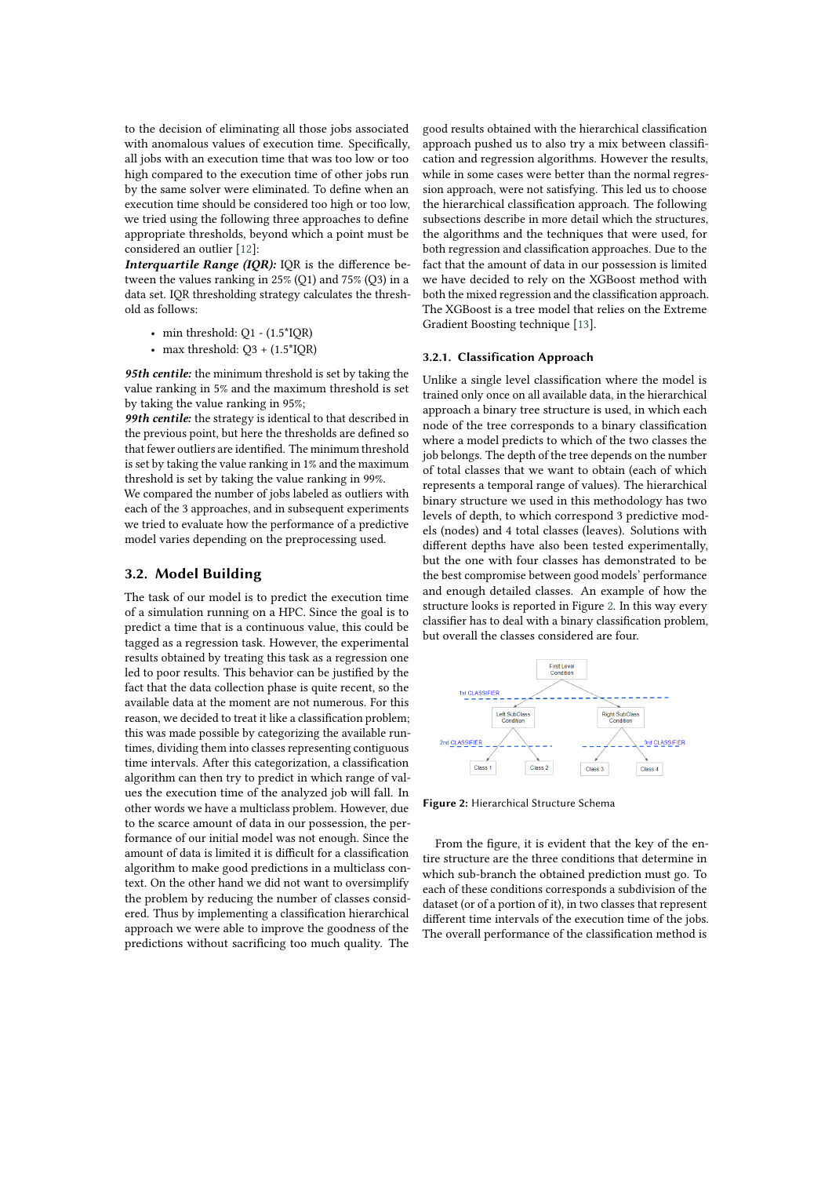to the decision of eliminating all those jobs associated with anomalous values of execution time. Specifically, all jobs with an execution time that was too low or too high compared to the execution time of other jobs run by the same solver were eliminated. To define when an execution time should be considered too high or too low, we tried using the following three approaches to define appropriate thresholds, beyond which a point must be considered an outlier [12]:

***Interquartile Range (IQR):*** IQR is the difference between the values ranking in 25% (Q1) and 75% (Q3) in a data set. IQR thresholding strategy calculates the threshold as follows:

- min threshold: Q1 - (1.5*IQR)
- max threshold: Q3 + (1.5*IQR)

***95th centile:*** the minimum threshold is set by taking the value ranking in 5% and the maximum threshold is set by taking the value ranking in 95%;

***99th centile:*** the strategy is identical to that described in the previous point, but here the thresholds are defined so that fewer outliers are identified. The minimum threshold is set by taking the value ranking in 1% and the maximum threshold is set by taking the value ranking in 99%.

We compared the number of jobs labeled as outliers with each of the 3 approaches, and in subsequent experiments we tried to evaluate how the performance of a predictive model varies depending on the preprocessing used.

## 3.2. Model Building

The task of our model is to predict the execution time of a simulation running on a HPC. Since the goal is to predict a time that is a continuous value, this could be tagged as a regression task. However, the experimental results obtained by treating this task as a regression one led to poor results. This behavior can be justified by the fact that the data collection phase is quite recent, so the available data at the moment are not numerous. For this reason, we decided to treat it like a classification problem; this was made possible by categorizing the available runtimes, dividing them into classes representing contiguous time intervals. After this categorization, a classification algorithm can then try to predict in which range of values the execution time of the analyzed job will fall. In other words we have a multiclass problem. However, due to the scarce amount of data in our possession, the performance of our initial model was not enough. Since the amount of data is limited it is difficult for a classification algorithm to make good predictions in a multiclass context. On the other hand we did not want to oversimplify the problem by reducing the number of classes considered. Thus by implementing a classification hierarchical approach we were able to improve the goodness of the predictions without sacrificing too much quality. The good results obtained with the hierarchical classification approach pushed us to also try a mix between classification and regression algorithms. However the results, while in some cases were better than the normal regression approach, were not satisfying. This led us to choose the hierarchical classification approach. The following subsections describe in more detail which the structures, the algorithms and the techniques that were used, for both regression and classification approaches. Due to the fact that the amount of data in our possession is limited we have decided to rely on the XGBoost method with both the mixed regression and the classification approach. The XGBoost is a tree model that relies on the Extreme Gradient Boosting technique [13].

### 3.2.1. Classification Approach

Unlike a single level classification where the model is trained only once on all available data, in the hierarchical approach a binary tree structure is used, in which each node of the tree corresponds to a binary classification where a model predicts to which of the two classes the job belongs. The depth of the tree depends on the number of total classes that we want to obtain (each of which represents a temporal range of values). The hierarchical binary structure we used in this methodology has two levels of depth, to which correspond 3 predictive models (nodes) and 4 total classes (leaves). Solutions with different depths have also been tested experimentally, but the one with four classes has demonstrated to be the best compromise between good models' performance and enough detailed classes. An example of how the structure looks is reported in Figure 2. In this way every classifier has to deal with a binary classification problem, but overall the classes considered are four.

**Figure 2:** Hierarchical Structure Schema

From the figure, it is evident that the key of the entire structure are the three conditions that determine in which sub-branch the obtained prediction must go. To each of these conditions corresponds a subdivision of the dataset (or of a portion of it), in two classes that represent different time intervals of the execution time of the jobs. The overall performance of the classification method is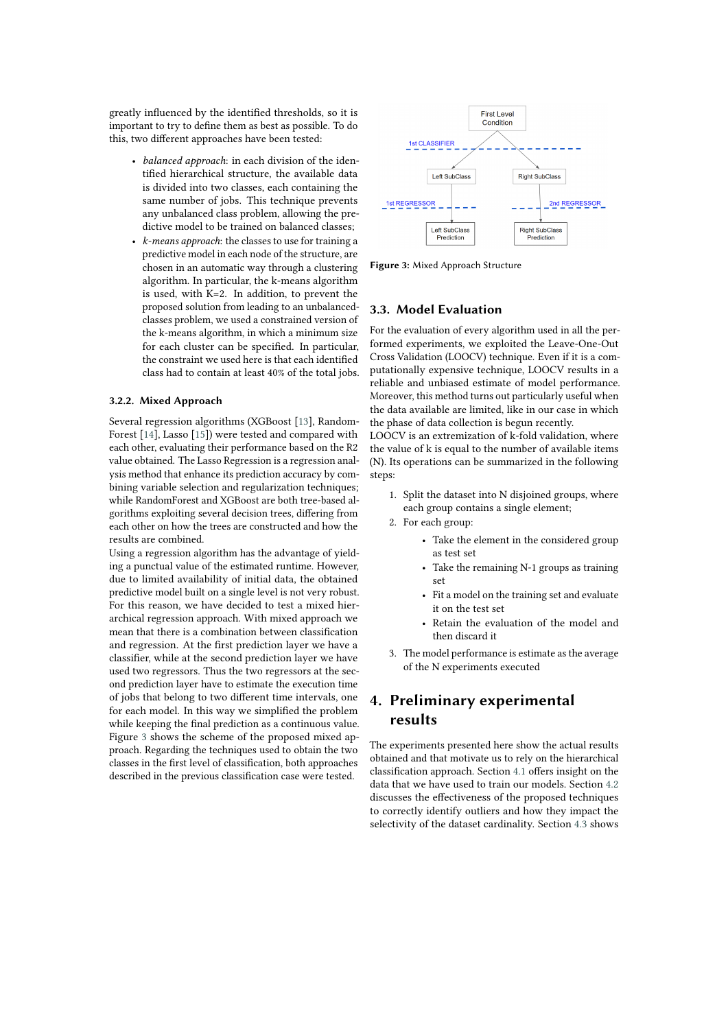greatly influenced by the identified thresholds, so it is important to try to define them as best as possible. To do this, two different approaches have been tested:

- *balanced approach*: in each division of the identified hierarchical structure, the available data is divided into two classes, each containing the same number of jobs. This technique prevents any unbalanced class problem, allowing the predictive model to be trained on balanced classes;
- *k-means approach*: the classes to use for training a predictive model in each node of the structure, are chosen in an automatic way through a clustering algorithm. In particular, the k-means algorithm is used, with K=2. In addition, to prevent the proposed solution from leading to an unbalanced-classes problem, we used a constrained version of the k-means algorithm, in which a minimum size for each cluster can be specified. In particular, the constraint we used here is that each identified class had to contain at least 40% of the total jobs.

### 3.2.2. Mixed Approach

Several regression algorithms (XGBoost [13], RandomForest [14], Lasso [15]) were tested and compared with each other, evaluating their performance based on the R2 value obtained. The Lasso Regression is a regression analysis method that enhance its prediction accuracy by combining variable selection and regularization techniques; while RandomForest and XGBoost are both tree-based algorithms exploiting several decision trees, differing from each other on how the trees are constructed and how the results are combined.

Using a regression algorithm has the advantage of yielding a punctual value of the estimated runtime. However, due to limited availability of initial data, the obtained predictive model built on a single level is not very robust. For this reason, we have decided to test a mixed hierarchical regression approach. With mixed approach we mean that there is a combination between classification and regression. At the first prediction layer we have a classifier, while at the second prediction layer we have used two regressors. Thus the two regressors at the second prediction layer have to estimate the execution time of jobs that belong to two different time intervals, one for each model. In this way we simplified the problem while keeping the final prediction as a continuous value. Figure 3 shows the scheme of the proposed mixed approach. Regarding the techniques used to obtain the two classes in the first level of classification, both approaches described in the previous classification case were tested.

Figure 3: Mixed Approach Structure

## 3.3. Model Evaluation

For the evaluation of every algorithm used in all the performed experiments, we exploited the Leave-One-Out Cross Validation (LOOCV) technique. Even if it is a computationally expensive technique, LOOCV results in a reliable and unbiased estimate of model performance. Moreover, this method turns out particularly useful when the data available are limited, like in our case in which the phase of data collection is begun recently.

LOOCV is an extremization of k-fold validation, where the value of k is equal to the number of available items (N). Its operations can be summarized in the following steps:

1. Split the dataset into N disjoined groups, where each group contains a single element;
2. For each group:
   - Take the element in the considered group as test set
   - Take the remaining N-1 groups as training set
   - Fit a model on the training set and evaluate it on the test set
   - Retain the evaluation of the model and then discard it
3. The model performance is estimate as the average of the N experiments executed

# 4. Preliminary experimental results

The experiments presented here show the actual results obtained and that motivate us to rely on the hierarchical classification approach. Section 4.1 offers insight on the data that we have used to train our models. Section 4.2 discusses the effectiveness of the proposed techniques to correctly identify outliers and how they impact the selectivity of the dataset cardinality. Section 4.3 shows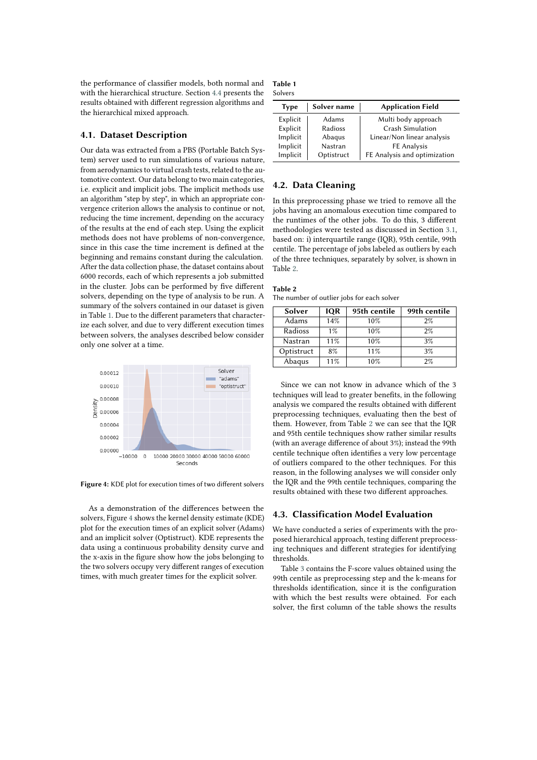the performance of classifier models, both normal and with the hierarchical structure. Section 4.4 presents the results obtained with different regression algorithms and the hierarchical mixed approach.

## 4.1. Dataset Description

Our data was extracted from a PBS (Portable Batch System) server used to run simulations of various nature, from aerodynamics to virtual crash tests, related to the automotive context. Our data belong to two main categories, i.e. explicit and implicit jobs. The implicit methods use an algorithm "step by step", in which an appropriate convergence criterion allows the analysis to continue or not, reducing the time increment, depending on the accuracy of the results at the end of each step. Using the explicit methods does not have problems of non-convergence, since in this case the time increment is defined at the beginning and remains constant during the calculation. After the data collection phase, the dataset contains about 6000 records, each of which represents a job submitted in the cluster. Jobs can be performed by five different solvers, depending on the type of analysis to be run. A summary of the solvers contained in our dataset is given in Table 1. Due to the different parameters that characterize each solver, and due to very different execution times between solvers, the analyses described below consider only one solver at a time.

**Figure 4:** KDE plot for execution times of two different solvers

As a demonstration of the differences between the solvers, Figure 4 shows the kernel density estimate (KDE) plot for the execution times of an explicit solver (Adams) and an implicit solver (Optistruct). KDE represents the data using a continuous probability density curve and the x-axis in the figure show how the jobs belonging to the two solvers occupy very different ranges of execution times, with much greater times for the explicit solver.

**Table 1**
Solvers

| Type | Solver name | Application Field |
|---|---|---|
| Explicit | Adams | Multi body approach |
| Explicit | Radioss | Crash Simulation |
| Implicit | Abaqus | Linear/Non linear analysis |
| Implicit | Nastran | FE Analysis |
| Implicit | Optistruct | FE Analysis and optimization |

## 4.2. Data Cleaning

In this preprocessing phase we tried to remove all the jobs having an anomalous execution time compared to the runtimes of the other jobs. To do this, 3 different methodologies were tested as discussed in Section 3.1, based on: i) interquartile range (IQR), 95th centile, 99th centile. The percentage of jobs labeled as outliers by each of the three techniques, separately by solver, is shown in Table 2.

**Table 2**
The number of outlier jobs for each solver

| Solver | IQR | 95th centile | 99th centile |
|---|---|---|---|
| Adams | 14% | 10% | 2% |
| Radioss | 1% | 10% | 2% |
| Nastran | 11% | 10% | 3% |
| Optistruct | 8% | 11% | 3% |
| Abaqus | 11% | 10% | 2% |

Since we can not know in advance which of the 3 techniques will lead to greater benefits, in the following analysis we compared the results obtained with different preprocessing techniques, evaluating then the best of them. However, from Table 2 we can see that the IQR and 95th centile techniques show rather similar results (with an average difference of about 3%); instead the 99th centile technique often identifies a very low percentage of outliers compared to the other techniques. For this reason, in the following analyses we will consider only the IQR and the 99th centile techniques, comparing the results obtained with these two different approaches.

## 4.3. Classification Model Evaluation

We have conducted a series of experiments with the proposed hierarchical approach, testing different preprocessing techniques and different strategies for identifying thresholds.

Table 3 contains the F-score values obtained using the 99th centile as preprocessing step and the k-means for thresholds identification, since it is the configuration with which the best results were obtained. For each solver, the first column of the table shows the results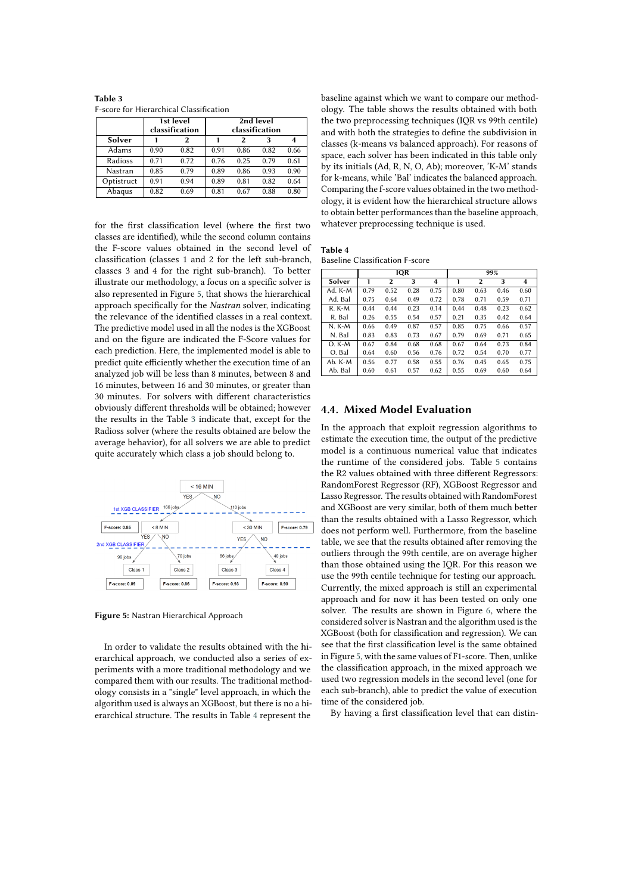**Table 3**
F-score for Hierarchical Classification

| | 1st level classification | | 2nd level classification | | | |
|---|---|---|---|---|---|---|
| **Solver** | **1** | **2** | **1** | **2** | **3** | **4** |
| Adams | 0.90 | 0.82 | 0.91 | 0.86 | 0.82 | 0.66 |
| Radioss | 0.71 | 0.72 | 0.76 | 0.25 | 0.79 | 0.61 |
| Nastran | 0.85 | 0.79 | 0.89 | 0.86 | 0.93 | 0.90 |
| Optistruct | 0.91 | 0.94 | 0.89 | 0.81 | 0.82 | 0.64 |
| Abaqus | 0.82 | 0.69 | 0.81 | 0.67 | 0.88 | 0.80 |

for the first classification level (where the first two classes are identified), while the second column contains the F-score values obtained in the second level of classification (classes 1 and 2 for the left sub-branch, classes 3 and 4 for the right sub-branch). To better illustrate our methodology, a focus on a specific solver is also represented in Figure 5, that shows the hierarchical approach specifically for the *Nastran* solver, indicating the relevance of the identified classes in a real context. The predictive model used in all the nodes is the XGBoost and on the figure are indicated the F-Score values for each prediction. Here, the implemented model is able to predict quite efficiently whether the execution time of an analyzed job will be less than 8 minutes, between 8 and 16 minutes, between 16 and 30 minutes, or greater than 30 minutes. For solvers with different characteristics obviously different thresholds will be obtained; however the results in the Table 3 indicate that, except for the Radioss solver (where the results obtained are below the average behavior), for all solvers we are able to predict quite accurately which class a job should belong to.

**Figure 5:** Nastran Hierarchical Approach

In order to validate the results obtained with the hierarchical approach, we conducted also a series of experiments with a more traditional methodology and we compared them with our results. The traditional methodology consists in a "single" level approach, in which the algorithm used is always an XGBoost, but there is no a hierarchical structure. The results in Table 4 represent the baseline against which we want to compare our methodology. The table shows the results obtained with both the two preprocessing techniques (IQR vs 99th centile) and with both the strategies to define the subdivision in classes (k-means vs balanced approach). For reasons of space, each solver has been indicated in this table only by its initials (Ad, R, N, O, Ab); moreover, 'K-M' stands for k-means, while 'Bal' indicates the balanced approach. Comparing the f-score values obtained in the two methodology, it is evident how the hierarchical structure allows to obtain better performances than the baseline approach, whatever preprocessing technique is used.

**Table 4**
Baseline Classification F-score

| | IQR | | | | 99% | | | |
|---|---|---|---|---|---|---|---|---|
| **Solver** | **1** | **2** | **3** | **4** | **1** | **2** | **3** | **4** |
| Ad. K-M | 0.79 | 0.52 | 0.28 | 0.75 | 0.80 | 0.63 | 0.46 | 0.60 |
| Ad. Bal | 0.75 | 0.64 | 0.49 | 0.72 | 0.78 | 0.71 | 0.59 | 0.71 |
| R. K-M | 0.44 | 0.44 | 0.23 | 0.14 | 0.44 | 0.48 | 0.23 | 0.62 |
| R. Bal | 0.26 | 0.55 | 0.54 | 0.57 | 0.21 | 0.35 | 0.42 | 0.64 |
| N. K-M | 0.66 | 0.49 | 0.87 | 0.57 | 0.85 | 0.75 | 0.66 | 0.57 |
| N. Bal | 0.83 | 0.83 | 0.73 | 0.67 | 0.79 | 0.69 | 0.71 | 0.65 |
| O. K-M | 0.67 | 0.84 | 0.68 | 0.68 | 0.67 | 0.64 | 0.73 | 0.84 |
| O. Bal | 0.64 | 0.60 | 0.56 | 0.76 | 0.72 | 0.54 | 0.70 | 0.77 |
| Ab. K-M | 0.56 | 0.77 | 0.58 | 0.55 | 0.76 | 0.45 | 0.65 | 0.75 |
| Ab. Bal | 0.60 | 0.61 | 0.57 | 0.62 | 0.55 | 0.69 | 0.60 | 0.64 |

## 4.4. Mixed Model Evaluation

In the approach that exploit regression algorithms to estimate the execution time, the output of the predictive model is a continuous numerical value that indicates the runtime of the considered jobs. Table 5 contains the R2 values obtained with three different Regressors: RandomForest Regressor (RF), XGBoost Regressor and Lasso Regressor. The results obtained with RandomForest and XGBoost are very similar, both of them much better than the results obtained with a Lasso Regressor, which does not perform well. Furthermore, from the baseline table, we see that the results obtained after removing the outliers through the 99th centile, are on average higher than those obtained using the IQR. For this reason we use the 99th centile technique for testing our approach. Currently, the mixed approach is still an experimental approach and for now it has been tested on only one solver. The results are shown in Figure 6, where the considered solver is Nastran and the algorithm used is the XGBoost (both for classification and regression). We can see that the first classification level is the same obtained in Figure 5, with the same values of F1-score. Then, unlike the classification approach, in the mixed approach we used two regression models in the second level (one for each sub-branch), able to predict the value of execution time of the considered job.

By having a first classification level that can distin-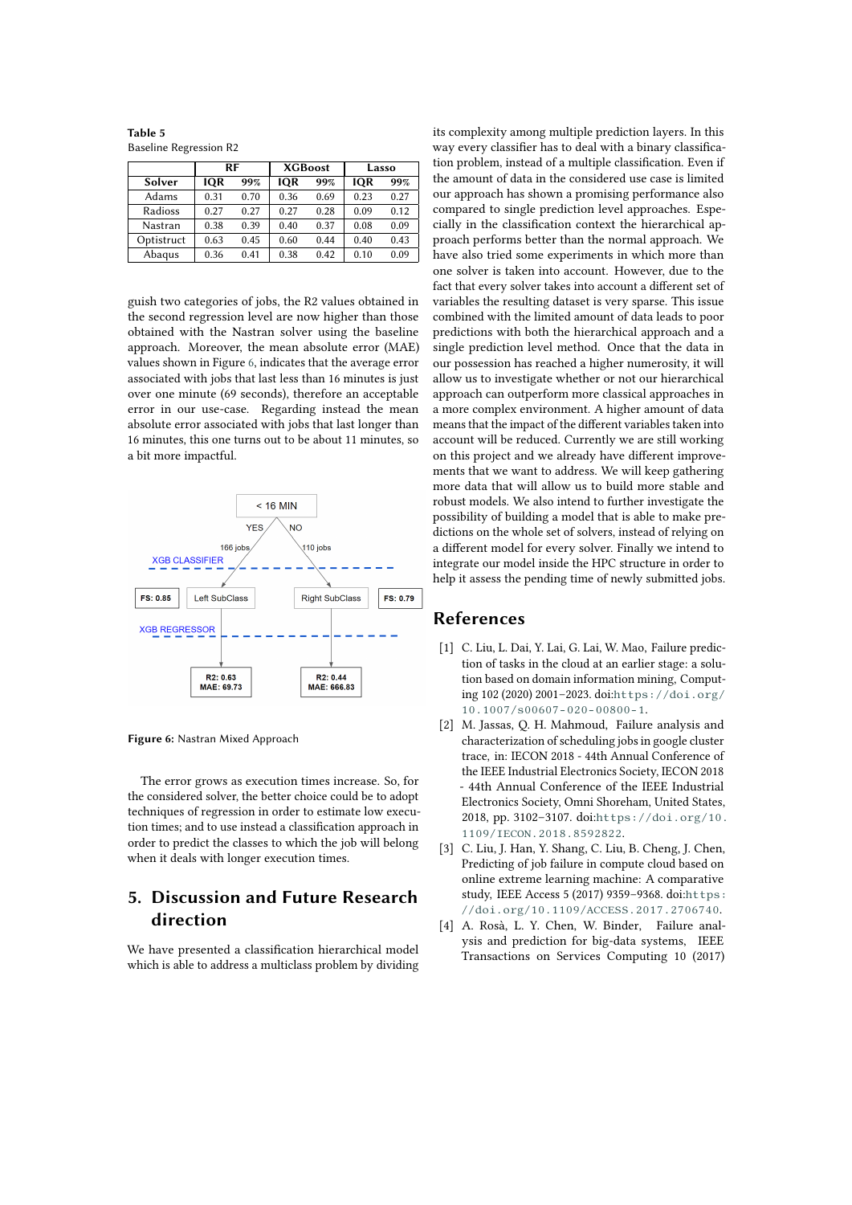**Table 5**
Baseline Regression R2

| | RF | | XGBoost | | Lasso | |
|---|---|---|---|---|---|---|
| **Solver** | **IQR** | **99%** | **IQR** | **99%** | **IQR** | **99%** |
| Adams | 0.31 | 0.70 | 0.36 | 0.69 | 0.23 | 0.27 |
| Radioss | 0.27 | 0.27 | 0.27 | 0.28 | 0.09 | 0.12 |
| Nastran | 0.38 | 0.39 | 0.40 | 0.37 | 0.08 | 0.09 |
| Optistruct | 0.63 | 0.45 | 0.60 | 0.44 | 0.40 | 0.43 |
| Abaqus | 0.36 | 0.41 | 0.38 | 0.42 | 0.10 | 0.09 |

guish two categories of jobs, the R2 values obtained in the second regression level are now higher than those obtained with the Nastran solver using the baseline approach. Moreover, the mean absolute error (MAE) values shown in Figure 6, indicates that the average error associated with jobs that last less than 16 minutes is just over one minute (69 seconds), therefore an acceptable error in our use-case. Regarding instead the mean absolute error associated with jobs that last longer than 16 minutes, this one turns out to be about 11 minutes, so a bit more impactful.

**Figure 6:** Nastran Mixed Approach

The error grows as execution times increase. So, for the considered solver, the better choice could be to adopt techniques of regression in order to estimate low execution times; and to use instead a classification approach in order to predict the classes to which the job will belong when it deals with longer execution times.

## 5. Discussion and Future Research direction

We have presented a classification hierarchical model which is able to address a multiclass problem by dividing its complexity among multiple prediction layers. In this way every classifier has to deal with a binary classification problem, instead of a multiple classification. Even if the amount of data in the considered use case is limited our approach has shown a promising performance also compared to single prediction level approaches. Especially in the classification context the hierarchical approach performs better than the normal approach. We have also tried some experiments in which more than one solver is taken into account. However, due to the fact that every solver takes into account a different set of variables the resulting dataset is very sparse. This issue combined with the limited amount of data leads to poor predictions with both the hierarchical approach and a single prediction level method. Once that the data in our possession has reached a higher numerosity, it will allow us to investigate whether or not our hierarchical approach can outperform more classical approaches in a more complex environment. A higher amount of data means that the impact of the different variables taken into account will be reduced. Currently we are still working on this project and we already have different improvements that we want to address. We will keep gathering more data that will allow us to build more stable and robust models. We also intend to further investigate the possibility of building a model that is able to make predictions on the whole set of solvers, instead of relying on a different model for every solver. Finally we intend to integrate our model inside the HPC structure in order to help it assess the pending time of newly submitted jobs.

## References

[1] C. Liu, L. Dai, Y. Lai, G. Lai, W. Mao, Failure prediction of tasks in the cloud at an earlier stage: a solution based on domain information mining, Computing 102 (2020) 2001–2023. doi:https://doi.org/10.1007/s00607-020-00800-1.

[2] M. Jassas, Q. H. Mahmoud, Failure analysis and characterization of scheduling jobs in google cluster trace, in: IECON 2018 - 44th Annual Conference of the IEEE Industrial Electronics Society, IECON 2018 - 44th Annual Conference of the IEEE Industrial Electronics Society, Omni Shoreham, United States, 2018, pp. 3102–3107. doi:https://doi.org/10.1109/IECON.2018.8592822.

[3] C. Liu, J. Han, Y. Shang, C. Liu, B. Cheng, J. Chen, Predicting of job failure in compute cloud based on online extreme learning machine: A comparative study, IEEE Access 5 (2017) 9359–9368. doi:https://doi.org/10.1109/ACCESS.2017.2706740.

[4] A. Rosà, L. Y. Chen, W. Binder, Failure analysis and prediction for big-data systems, IEEE Transactions on Services Computing 10 (2017)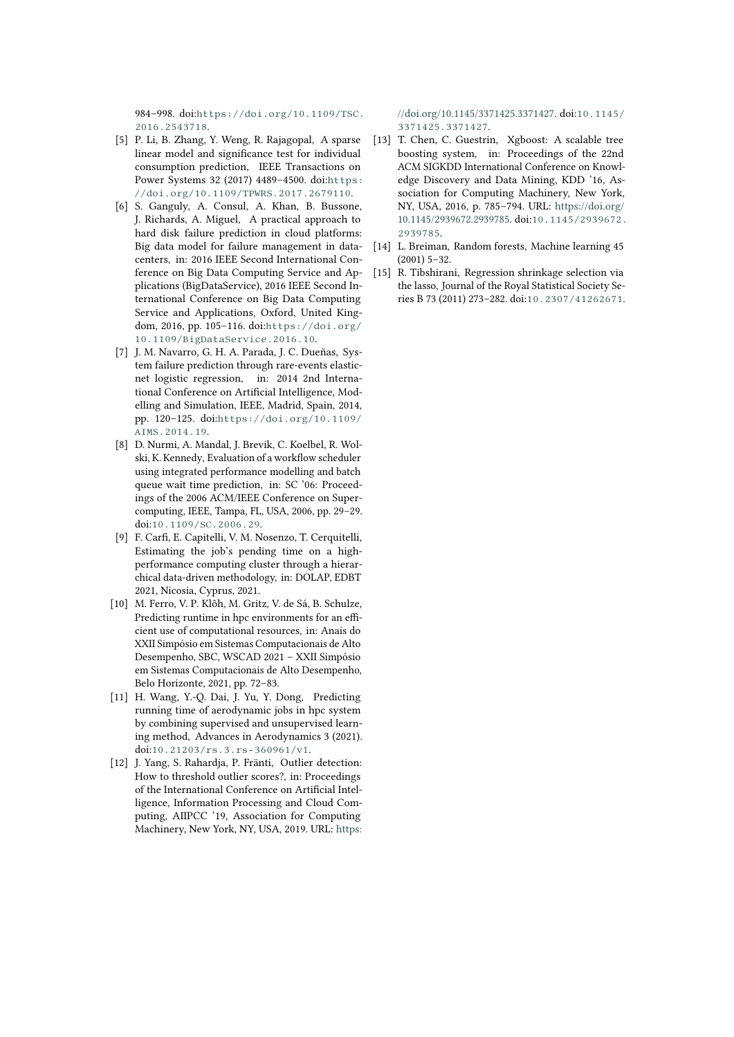984–998. doi:https://doi.org/10.1109/TSC.2016.2543718.

[5] P. Li, B. Zhang, Y. Weng, R. Rajagopal, A sparse linear model and significance test for individual consumption prediction, IEEE Transactions on Power Systems 32 (2017) 4489–4500. doi:https://doi.org/10.1109/TPWRS.2017.2679110.

[6] S. Ganguly, A. Consul, A. Khan, B. Bussone, J. Richards, A. Miguel, A practical approach to hard disk failure prediction in cloud platforms: Big data model for failure management in datacenters, in: 2016 IEEE Second International Conference on Big Data Computing Service and Applications (BigDataService), 2016 IEEE Second International Conference on Big Data Computing Service and Applications, Oxford, United Kingdom, 2016, pp. 105–116. doi:https://doi.org/10.1109/BigDataService.2016.10.

[7] J. M. Navarro, G. H. A. Parada, J. C. Dueñas, System failure prediction through rare-events elastic-net logistic regression, in: 2014 2nd International Conference on Artificial Intelligence, Modelling and Simulation, IEEE, Madrid, Spain, 2014, pp. 120–125. doi:https://doi.org/10.1109/AIMS.2014.19.

[8] D. Nurmi, A. Mandal, J. Brevik, C. Koelbel, R. Wolski, K. Kennedy, Evaluation of a workflow scheduler using integrated performance modelling and batch queue wait time prediction, in: SC '06: Proceedings of the 2006 ACM/IEEE Conference on Supercomputing, IEEE, Tampa, FL, USA, 2006, pp. 29–29. doi:10.1109/SC.2006.29.

[9] F. Carfì, E. Capitelli, V. M. Nosenzo, T. Cerquitelli, Estimating the job's pending time on a high-performance computing cluster through a hierarchical data-driven methodology, in: DOLAP, EDBT 2021, Nicosia, Cyprus, 2021.

[10] M. Ferro, V. P. Klôh, M. Gritz, V. de Sá, B. Schulze, Predicting runtime in hpc environments for an efficient use of computational resources, in: Anais do XXII Simpósio em Sistemas Computacionais de Alto Desempenho, SBC, WSCAD 2021 – XXII Simpósio em Sistemas Computacionais de Alto Desempenho, Belo Horizonte, 2021, pp. 72–83.

[11] H. Wang, Y.-Q. Dai, J. Yu, Y. Dong, Predicting running time of aerodynamic jobs in hpc system by combining supervised and unsupervised learning method, Advances in Aerodynamics 3 (2021). doi:10.21203/rs.3.rs-360961/v1.

[12] J. Yang, S. Rahardja, P. Fränti, Outlier detection: How to threshold outlier scores?, in: Proceedings of the International Conference on Artificial Intelligence, Information Processing and Cloud Computing, AIIPCC '19, Association for Computing Machinery, New York, NY, USA, 2019. URL: https://doi.org/10.1145/3371425.3371427. doi:10.1145/3371425.3371427.

[13] T. Chen, C. Guestrin, Xgboost: A scalable tree boosting system, in: Proceedings of the 22nd ACM SIGKDD International Conference on Knowledge Discovery and Data Mining, KDD '16, Association for Computing Machinery, New York, NY, USA, 2016, p. 785–794. URL: https://doi.org/10.1145/2939672.2939785. doi:10.1145/2939672.2939785.

[14] L. Breiman, Random forests, Machine learning 45 (2001) 5–32.

[15] R. Tibshirani, Regression shrinkage selection via the lasso, Journal of the Royal Statistical Society Series B 73 (2011) 273–282. doi:10.2307/41262671.